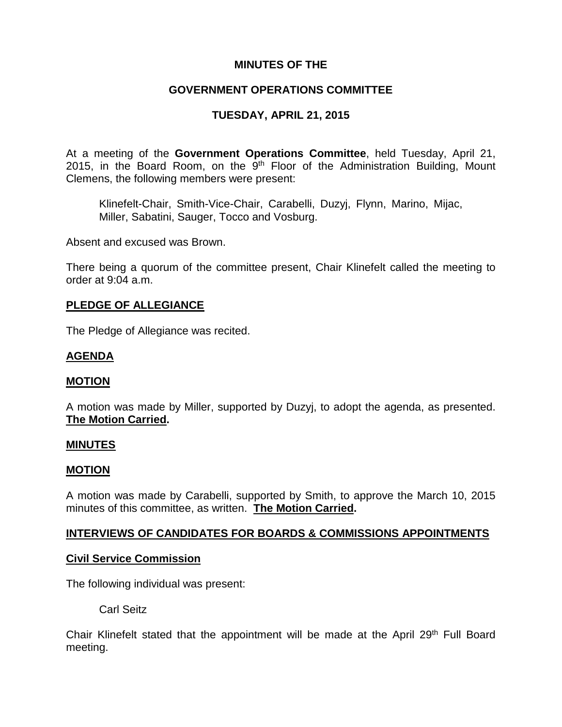**MINUTES OF THE**

**GOVERNMENT OPERATIONS COMMITTEE**

**TUESDAY, APRIL 21, 2015**

At a meeting of the **Government Operations Committee**, held Tuesday, April 21, 2015, in the Board Room, on the 9th Floor of the Administration Building, Mount Clemens, the following members were present:

> Klinefelt-Chair, Smith-Vice-Chair, Carabelli, Duzyj, Flynn, Marino, Mijac, Miller, Sabatini, Sauger, Tocco and Vosburg.

Absent and excused was Brown.

There being a quorum of the committee present, Chair Klinefelt called the meeting to order at 9:04 a.m.

**PLEDGE OF ALLEGIANCE**

The Pledge of Allegiance was recited.

**AGENDA**

**MOTION**

A motion was made by Miller, supported by Duzyj, to adopt the agenda, as presented. **The Motion Carried.**

**MINUTES**

**MOTION**

A motion was made by Carabelli, supported by Smith, to approve the March 10, 2015 minutes of this committee, as written. **The Motion Carried.**

**INTERVIEWS OF CANDIDATES FOR BOARDS & COMMISSIONS APPOINTMENTS**

**Civil Service Commission**

The following individual was present:

> Carl Seitz

Chair Klinefelt stated that the appointment will be made at the April 29th Full Board meeting.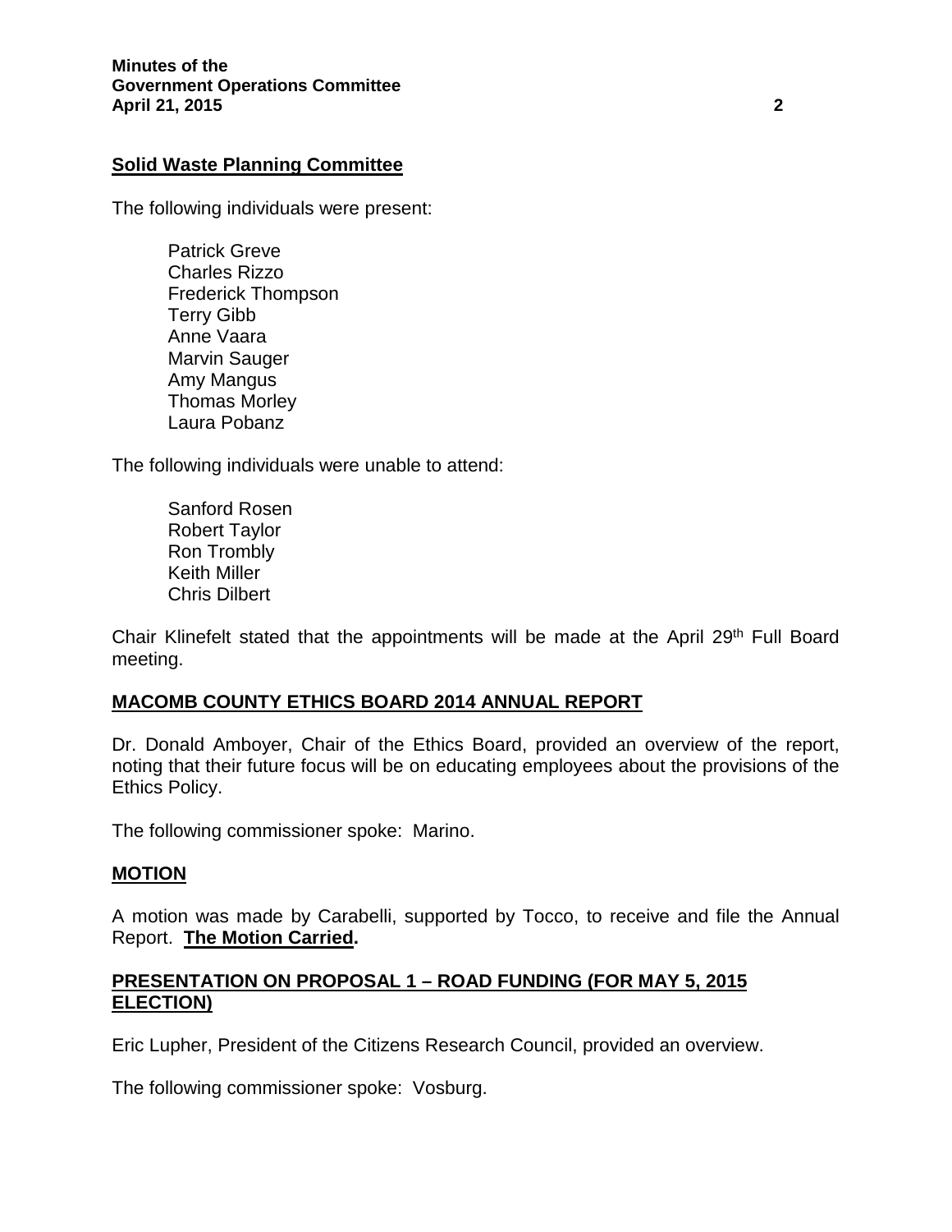**Solid Waste Planning Committee**

The following individuals were present:

Patrick Greve
Charles Rizzo
Frederick Thompson
Terry Gibb
Anne Vaara
Marvin Sauger
Amy Mangus
Thomas Morley
Laura Pobanz

The following individuals were unable to attend:

Sanford Rosen
Robert Taylor
Ron Trombly
Keith Miller
Chris Dilbert

Chair Klinefelt stated that the appointments will be made at the April 29th Full Board meeting.

## **MACOMB COUNTY ETHICS BOARD 2014 ANNUAL REPORT**

Dr. Donald Amboyer, Chair of the Ethics Board, provided an overview of the report, noting that their future focus will be on educating employees about the provisions of the Ethics Policy.

The following commissioner spoke: Marino.

## **MOTION**

A motion was made by Carabelli, supported by Tocco, to receive and file the Annual Report. **The Motion Carried.**

## **PRESENTATION ON PROPOSAL 1 – ROAD FUNDING (FOR MAY 5, 2015 ELECTION)**

Eric Lupher, President of the Citizens Research Council, provided an overview.

The following commissioner spoke: Vosburg.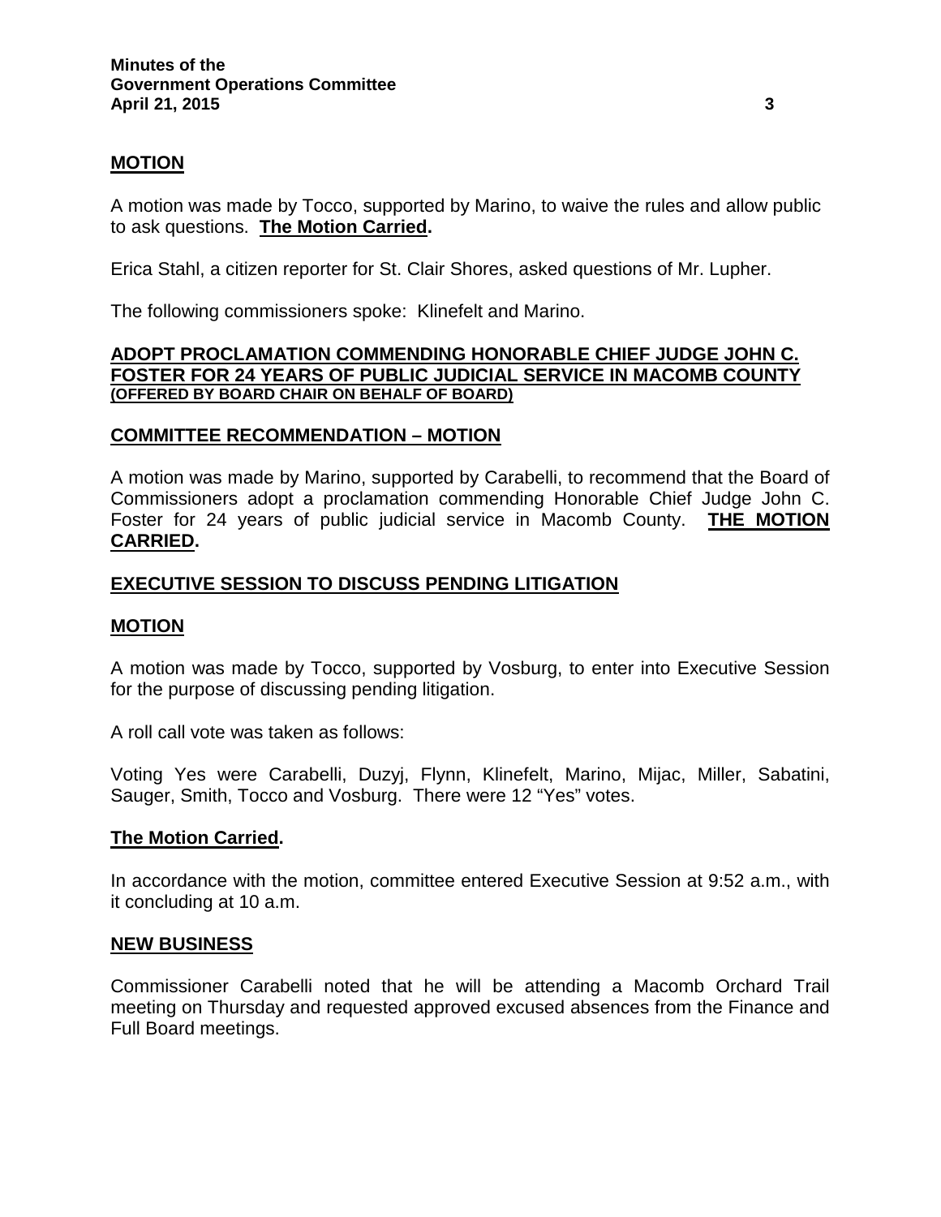## MOTION

A motion was made by Tocco, supported by Marino, to waive the rules and allow public to ask questions. **The Motion Carried.**

Erica Stahl, a citizen reporter for St. Clair Shores, asked questions of Mr. Lupher.

The following commissioners spoke: Klinefelt and Marino.

## ADOPT PROCLAMATION COMMENDING HONORABLE CHIEF JUDGE JOHN C. FOSTER FOR 24 YEARS OF PUBLIC JUDICIAL SERVICE IN MACOMB COUNTY (OFFERED BY BOARD CHAIR ON BEHALF OF BOARD)

## COMMITTEE RECOMMENDATION – MOTION

A motion was made by Marino, supported by Carabelli, to recommend that the Board of Commissioners adopt a proclamation commending Honorable Chief Judge John C. Foster for 24 years of public judicial service in Macomb County. **THE MOTION CARRIED.**

## EXECUTIVE SESSION TO DISCUSS PENDING LITIGATION

## MOTION

A motion was made by Tocco, supported by Vosburg, to enter into Executive Session for the purpose of discussing pending litigation.

A roll call vote was taken as follows:

Voting Yes were Carabelli, Duzyj, Flynn, Klinefelt, Marino, Mijac, Miller, Sabatini, Sauger, Smith, Tocco and Vosburg. There were 12 "Yes" votes.

**The Motion Carried.**

In accordance with the motion, committee entered Executive Session at 9:52 a.m., with it concluding at 10 a.m.

## NEW BUSINESS

Commissioner Carabelli noted that he will be attending a Macomb Orchard Trail meeting on Thursday and requested approved excused absences from the Finance and Full Board meetings.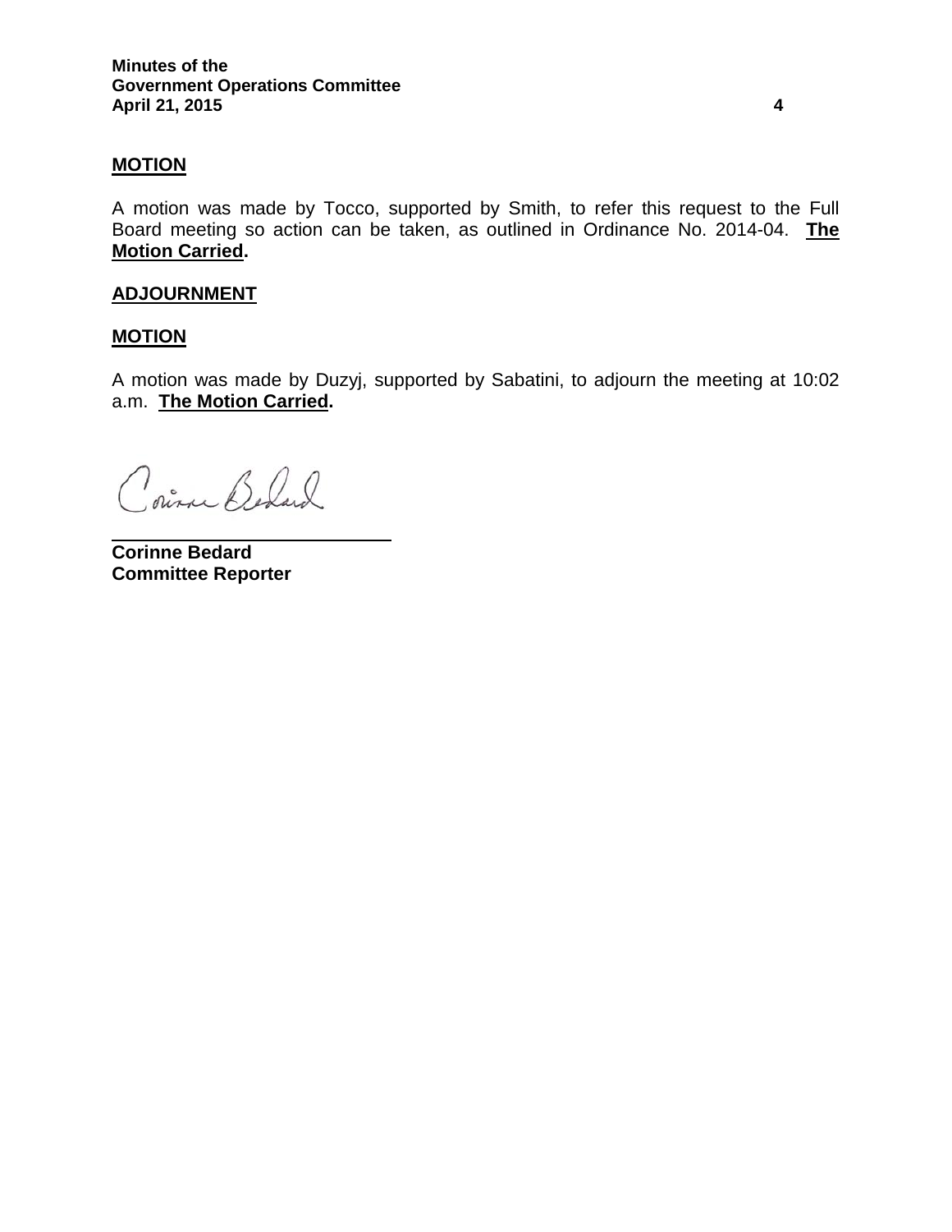**MOTION**

A motion was made by Tocco, supported by Smith, to refer this request to the Full Board meeting so action can be taken, as outlined in Ordinance No. 2014-04. **The Motion Carried.**

**ADJOURNMENT**

**MOTION**

A motion was made by Duzyj, supported by Sabatini, to adjourn the meeting at 10:02 a.m. **The Motion Carried.**

**Corinne Bedard**
**Committee Reporter**